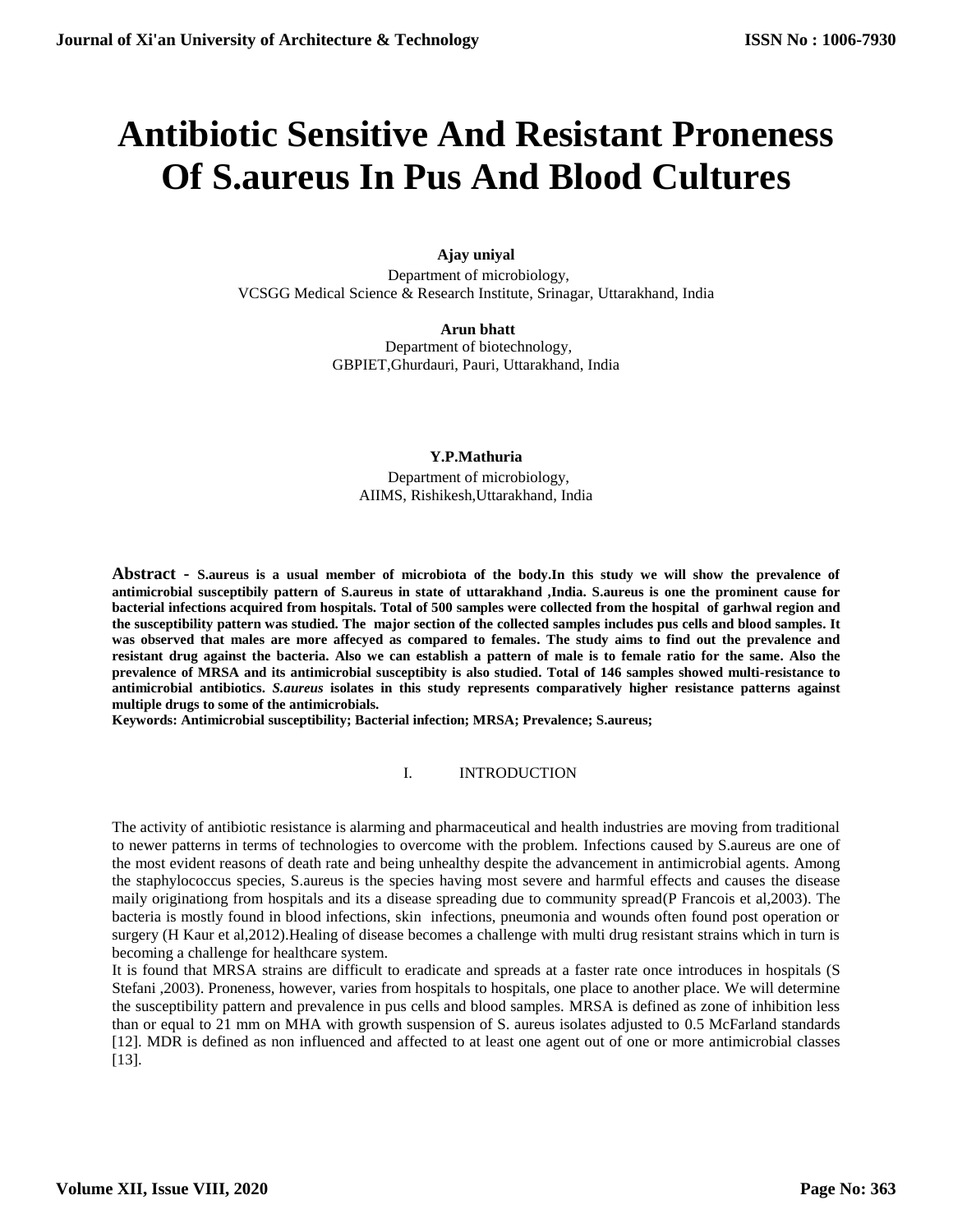# Antibiotic Sensitive And Resistant Proneness Of S.aureus In Pus And Blood Cultures

**Ajay uniyal**
Department of microbiology,
VCSGG Medical Science & Research Institute, Srinagar, Uttarakhand, India

**Arun bhatt**
Department of biotechnology,
GBPIET,Ghurdauri, Pauri, Uttarakhand, India

**Y.P.Mathuria**
Department of microbiology,
AIIMS, Rishikesh,Uttarakhand, India

**Abstract - S.aureus is a usual member of microbiota of the body.In this study we will show the prevalence of antimicrobial susceptibily pattern of S.aureus in state of uttarakhand ,India. S.aureus is one the prominent cause for bacterial infections acquired from hospitals. Total of 500 samples were collected from the hospital of garhwal region and the susceptibility pattern was studied. The major section of the collected samples includes pus cells and blood samples. It was observed that males are more affecyed as compared to females. The study aims to find out the prevalence and resistant drug against the bacteria. Also we can establish a pattern of male is to female ratio for the same. Also the prevalence of MRSA and its antimicrobial susceptibity is also studied. Total of 146 samples showed multi-resistance to antimicrobial antibiotics. *S.aureus* isolates in this study represents comparatively higher resistance patterns against multiple drugs to some of the antimicrobials.**

**Keywords: Antimicrobial susceptibility; Bacterial infection; MRSA; Prevalence; S.aureus;**

## I. INTRODUCTION

The activity of antibiotic resistance is alarming and pharmaceutical and health industries are moving from traditional to newer patterns in terms of technologies to overcome with the problem. Infections caused by S.aureus are one of the most evident reasons of death rate and being unhealthy despite the advancement in antimicrobial agents. Among the staphylococcus species, S.aureus is the species having most severe and harmful effects and causes the disease maily originationg from hospitals and its a disease spreading due to community spread(P Francois et al,2003). The bacteria is mostly found in blood infections, skin infections, pneumonia and wounds often found post operation or surgery (H Kaur et al,2012).Healing of disease becomes a challenge with multi drug resistant strains which in turn is becoming a challenge for healthcare system.

It is found that MRSA strains are difficult to eradicate and spreads at a faster rate once introduces in hospitals (S Stefani ,2003). Proneness, however, varies from hospitals to hospitals, one place to another place. We will determine the susceptibility pattern and prevalence in pus cells and blood samples. MRSA is defined as zone of inhibition less than or equal to 21 mm on MHA with growth suspension of S. aureus isolates adjusted to 0.5 McFarland standards [12]. MDR is defined as non influenced and affected to at least one agent out of one or more antimicrobial classes [13].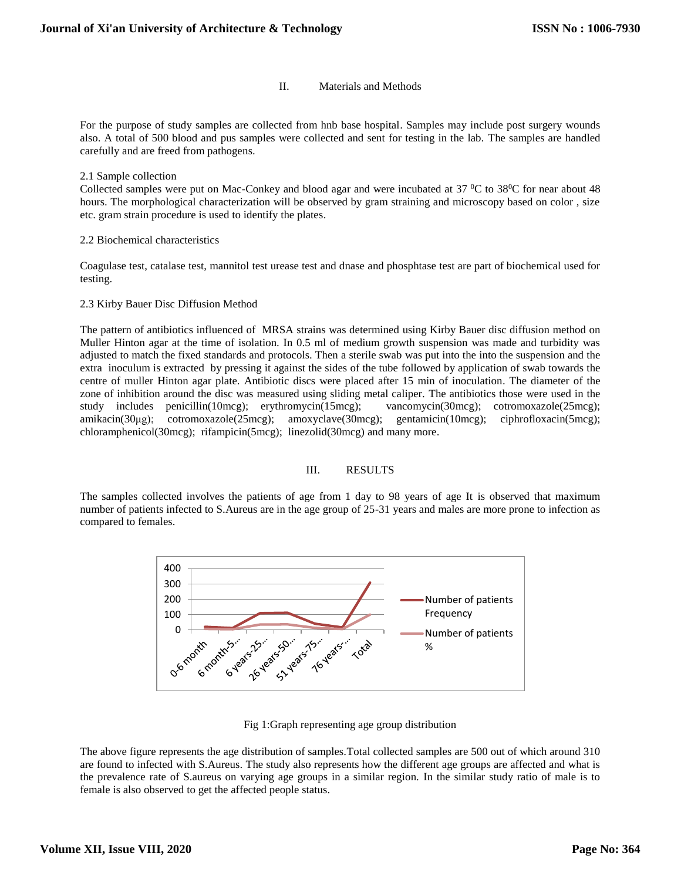## II. Materials and Methods

For the purpose of study samples are collected from hnb base hospital. Samples may include post surgery wounds also. A total of 500 blood and pus samples were collected and sent for testing in the lab. The samples are handled carefully and are freed from pathogens.

### 2.1 Sample collection

Collected samples were put on Mac-Conkey and blood agar and were incubated at 37 $^{0}$C to 38$^{0}$C for near about 48 hours. The morphological characterization will be observed by gram straining and microscopy based on color , size etc. gram strain procedure is used to identify the plates.

### 2.2 Biochemical characteristics

Coagulase test, catalase test, mannitol test urease test and dnase and phosphtase test are part of biochemical used for testing.

### 2.3 Kirby Bauer Disc Diffusion Method

The pattern of antibiotics influenced of MRSA strains was determined using Kirby Bauer disc diffusion method on Muller Hinton agar at the time of isolation. In 0.5 ml of medium growth suspension was made and turbidity was adjusted to match the fixed standards and protocols. Then a sterile swab was put into the into the suspension and the extra inoculum is extracted by pressing it against the sides of the tube followed by application of swab towards the centre of muller Hinton agar plate. Antibiotic discs were placed after 15 min of inoculation. The diameter of the zone of inhibition around the disc was measured using sliding metal caliper. The antibiotics those were used in the study includes penicillin(10mcg); erythromycin(15mcg); vancomycin(30mcg); cotromoxazole(25mcg); amikacin(30μg); cotromoxazole(25mcg); amoxyclave(30mcg); gentamicin(10mcg); ciphrofloxacin(5mcg); chloramphenicol(30mcg); rifampicin(5mcg); linezolid(30mcg) and many more.

## III. RESULTS

The samples collected involves the patients of age from 1 day to 98 years of age It is observed that maximum number of patients infected to S.Aureus are in the age group of 25-31 years and males are more prone to infection as compared to females.

Fig 1:Graph representing age group distribution

The above figure represents the age distribution of samples.Total collected samples are 500 out of which around 310 are found to infected with S.Aureus. The study also represents how the different age groups are affected and what is the prevalence rate of S.aureus on varying age groups in a similar region. In the similar study ratio of male is to female is also observed to get the affected people status.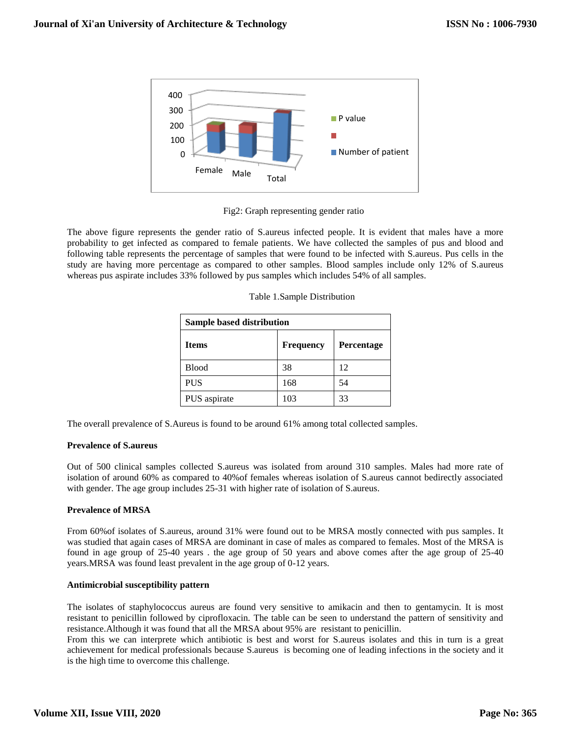Fig2: Graph representing gender ratio

The above figure represents the gender ratio of S.aureus infected people. It is evident that males have a more probability to get infected as compared to female patients. We have collected the samples of pus and blood and following table represents the percentage of samples that were found to be infected with S.aureus. Pus cells in the study are having more percentage as compared to other samples. Blood samples include only 12% of S.aureus whereas pus aspirate includes 33% followed by pus samples which includes 54% of all samples.

Table 1.Sample Distribution

| **Sample based distribution** | | |
|---|---|---|
| **Items** | **Frequency** | **Percentage** |
| Blood | 38 | 12 |
| PUS | 168 | 54 |
| PUS aspirate | 103 | 33 |

The overall prevalence of S.Aureus is found to be around 61% among total collected samples.

**Prevalence of S.aureus**

Out of 500 clinical samples collected S.aureus was isolated from around 310 samples. Males had more rate of isolation of around 60% as compared to 40%of females whereas isolation of S.aureus cannot bedirectly associated with gender. The age group includes 25-31 with higher rate of isolation of S.aureus.

**Prevalence of MRSA**

From 60%of isolates of S.aureus, around 31% were found out to be MRSA mostly connected with pus samples. It was studied that again cases of MRSA are dominant in case of males as compared to females. Most of the MRSA is found in age group of 25-40 years . the age group of 50 years and above comes after the age group of 25-40 years.MRSA was found least prevalent in the age group of 0-12 years.

**Antimicrobial susceptibility pattern**

The isolates of staphylococcus aureus are found very sensitive to amikacin and then to gentamycin. It is most resistant to penicillin followed by ciprofloxacin. The table can be seen to understand the pattern of sensitivity and resistance.Although it was found that all the MRSA about 95% are resistant to penicillin.
From this we can interprete which antibiotic is best and worst for S.aureus isolates and this in turn is a great achievement for medical professionals because S.aureus is becoming one of leading infections in the society and it is the high time to overcome this challenge.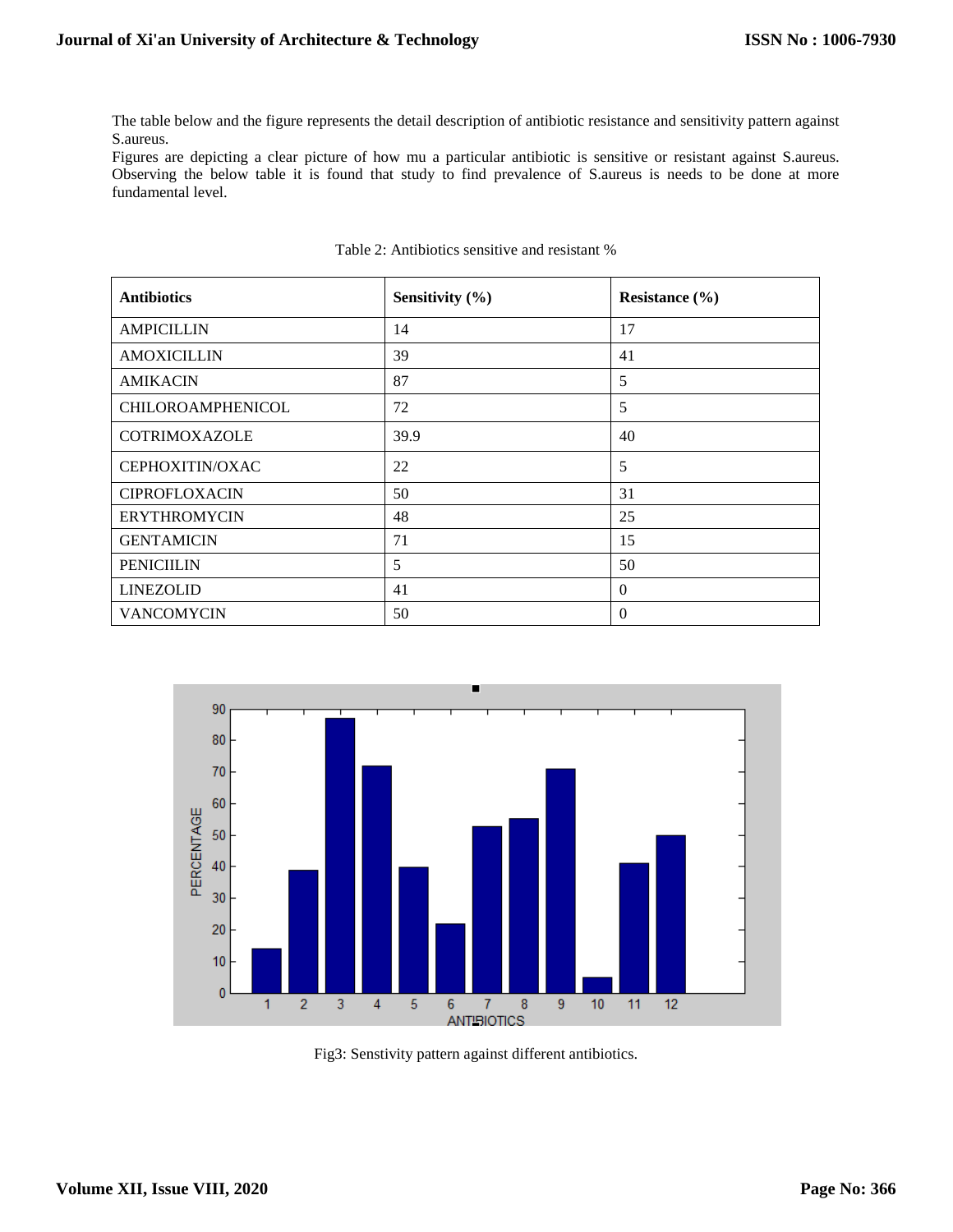The table below and the figure represents the detail description of antibiotic resistance and sensitivity pattern against S.aureus.

Figures are depicting a clear picture of how mu a particular antibiotic is sensitive or resistant against S.aureus. Observing the below table it is found that study to find prevalence of S.aureus is needs to be done at more fundamental level.

Table 2: Antibiotics sensitive and resistant %

| **Antibiotics** | **Sensitivity (%)** | **Resistance (%)** |
| --- | --- | --- |
| AMPICILLIN | 14 | 17 |
| AMOXICILLIN | 39 | 41 |
| AMIKACIN | 87 | 5 |
| CHILOROAMPHENICOL | 72 | 5 |
| COTRIMOXAZOLE | 39.9 | 40 |
| CEPHOXITIN/OXAC | 22 | 5 |
| CIPROFLOXACIN | 50 | 31 |
| ERYTHROMYCIN | 48 | 25 |
| GENTAMICIN | 71 | 15 |
| PENICIILIN | 5 | 50 |
| LINEZOLID | 41 | 0 |
| VANCOMYCIN | 50 | 0 |

Fig3: Senstivity pattern against different antibiotics.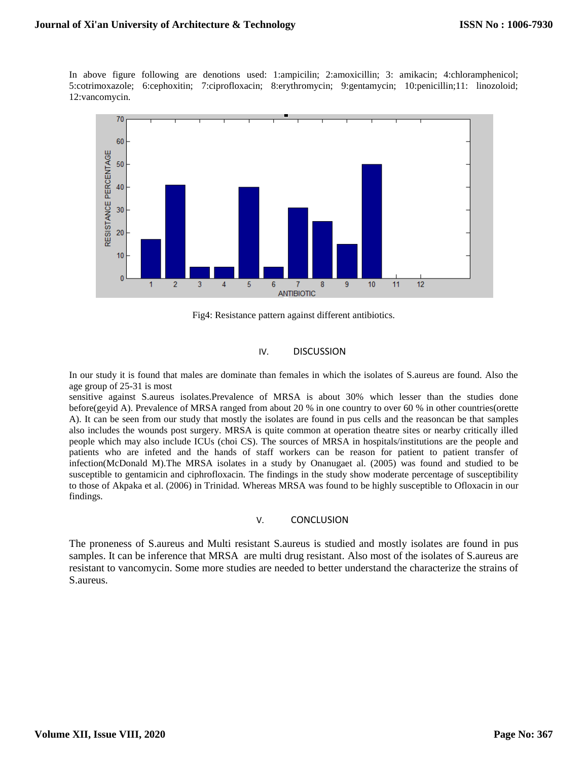In above figure following are denotions used: 1:ampicilin; 2:amoxicillin; 3: amikacin; 4:chloramphenicol; 5:cotrimoxazole; 6:cephoxitin; 7:ciprofloxacin; 8:erythromycin; 9:gentamycin; 10:penicillin;11: linozoloid; 12:vancomycin.

Fig4: Resistance pattern against different antibiotics.

## IV. DISCUSSION

In our study it is found that males are dominate than females in which the isolates of S.aureus are found. Also the age group of 25-31 is most
sensitive against S.aureus isolates.Prevalence of MRSA is about 30% which lesser than the studies done before(geyid A). Prevalence of MRSA ranged from about 20 % in one country to over 60 % in other countries(orette A). It can be seen from our study that mostly the isolates are found in pus cells and the reasoncan be that samples also includes the wounds post surgery. MRSA is quite common at operation theatre sites or nearby critically illed people which may also include ICUs (choi CS). The sources of MRSA in hospitals/institutions are the people and patients who are infeted and the hands of staff workers can be reason for patient to patient transfer of infection(McDonald M).The MRSA isolates in a study by Onanugaet al. (2005) was found and studied to be susceptible to gentamicin and ciphrofloxacin. The findings in the study show moderate percentage of susceptibility to those of Akpaka et al. (2006) in Trinidad. Whereas MRSA was found to be highly susceptible to Ofloxacin in our findings.

## V. CONCLUSION

The proneness of S.aureus and Multi resistant S.aureus is studied and mostly isolates are found in pus samples. It can be inference that MRSA are multi drug resistant. Also most of the isolates of S.aureus are resistant to vancomycin. Some more studies are needed to better understand the characterize the strains of S.aureus.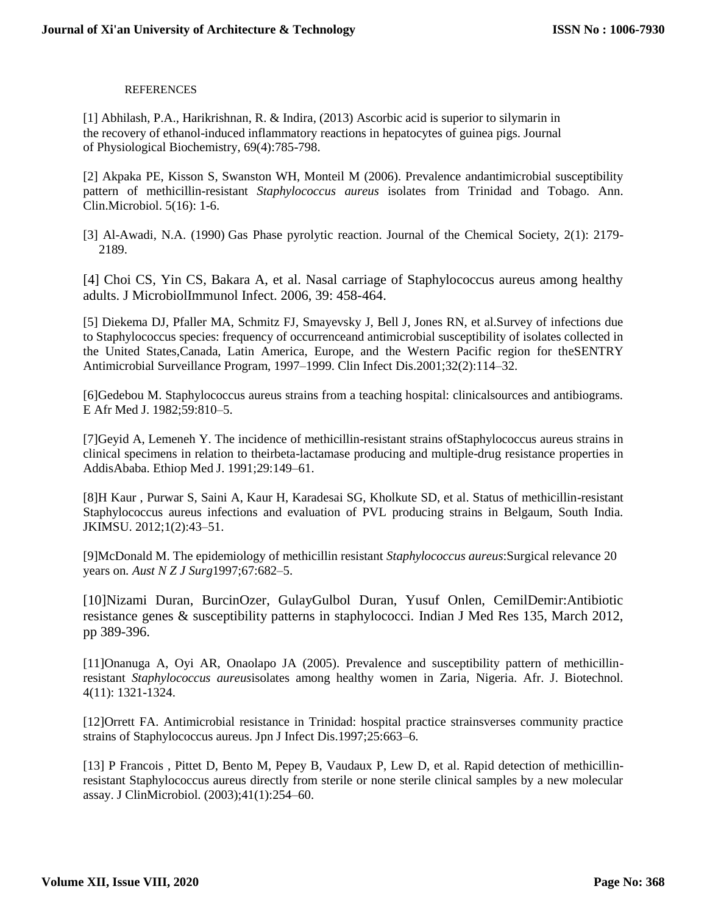REFERENCES

[1] Abhilash, P.A., Harikrishnan, R. & Indira, (2013) Ascorbic acid is superior to silymarin in the recovery of ethanol-induced inflammatory reactions in hepatocytes of guinea pigs. Journal of Physiological Biochemistry, 69(4):785-798.

[2] Akpaka PE, Kisson S, Swanston WH, Monteil M (2006). Prevalence andantimicrobial susceptibility pattern of methicillin-resistant *Staphylococcus aureus* isolates from Trinidad and Tobago. Ann. Clin.Microbiol. 5(16): 1-6.

[3] Al-Awadi, N.A. (1990) Gas Phase pyrolytic reaction. Journal of the Chemical Society, 2(1): 2179-2189.

[4] Choi CS, Yin CS, Bakara A, et al. Nasal carriage of Staphylococcus aureus among healthy adults. J MicrobiolImmunol Infect. 2006, 39: 458-464.

[5] Diekema DJ, Pfaller MA, Schmitz FJ, Smayevsky J, Bell J, Jones RN, et al.Survey of infections due to Staphylococcus species: frequency of occurrenceand antimicrobial susceptibility of isolates collected in the United States,Canada, Latin America, Europe, and the Western Pacific region for theSENTRY Antimicrobial Surveillance Program, 1997–1999. Clin Infect Dis.2001;32(2):114–32.

[6]Gedebou M. Staphylococcus aureus strains from a teaching hospital: clinicalsources and antibiograms. E Afr Med J. 1982;59:810–5.

[7]Geyid A, Lemeneh Y. The incidence of methicillin-resistant strains ofStaphylococcus aureus strains in clinical specimens in relation to theirbeta-lactamase producing and multiple-drug resistance properties in AddisAbaba. Ethiop Med J. 1991;29:149–61.

[8]H Kaur , Purwar S, Saini A, Kaur H, Karadesai SG, Kholkute SD, et al. Status of methicillin-resistant Staphylococcus aureus infections and evaluation of PVL producing strains in Belgaum, South India. JKIMSU. 2012;1(2):43–51.

[9]McDonald M. The epidemiology of methicillin resistant *Staphylococcus aureus*:Surgical relevance 20 years on. *Aust N Z J Surg*1997;67:682–5.

[10]Nizami Duran, BurcinOzer, GulayGulbol Duran, Yusuf Onlen, CemilDemir:Antibiotic resistance genes & susceptibility patterns in staphylococci. Indian J Med Res 135, March 2012, pp 389-396.

[11]Onanuga A, Oyi AR, Onaolapo JA (2005). Prevalence and susceptibility pattern of methicillin-resistant *Staphylococcus aureus*isolates among healthy women in Zaria, Nigeria. Afr. J. Biotechnol. 4(11): 1321-1324.

[12]Orrett FA. Antimicrobial resistance in Trinidad: hospital practice strainsverses community practice strains of Staphylococcus aureus. Jpn J Infect Dis.1997;25:663–6.

[13] P Francois , Pittet D, Bento M, Pepey B, Vaudaux P, Lew D, et al. Rapid detection of methicillin-resistant Staphylococcus aureus directly from sterile or none sterile clinical samples by a new molecular assay. J ClinMicrobiol. (2003);41(1):254–60.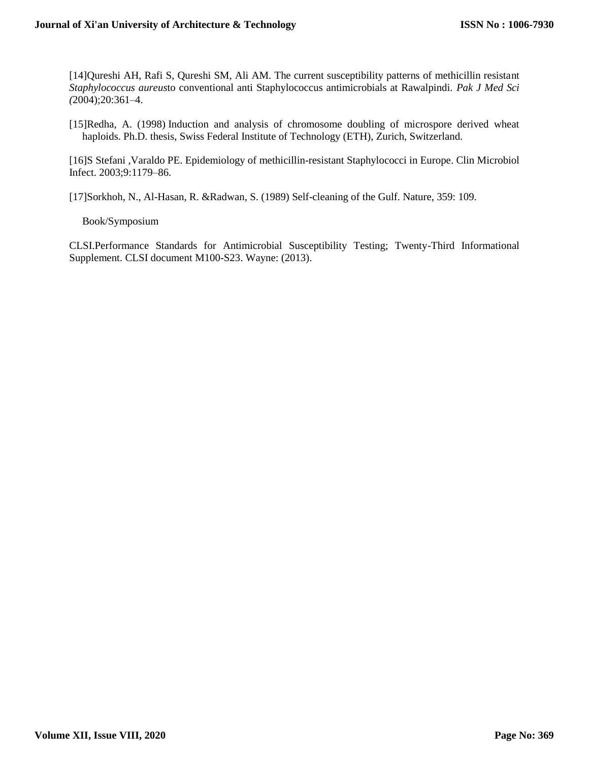[14]Qureshi AH, Rafi S, Qureshi SM, Ali AM. The current susceptibility patterns of methicillin resistant *Staphylococcus aureus*to conventional anti Staphylococcus antimicrobials at Rawalpindi. *Pak J Med Sci (*2004);20:361–4.

[15]Redha, A. (1998) Induction and analysis of chromosome doubling of microspore derived wheat haploids. Ph.D. thesis, Swiss Federal Institute of Technology (ETH), Zurich, Switzerland.

[16]S Stefani ,Varaldo PE. Epidemiology of methicillin-resistant Staphylococci in Europe. Clin Microbiol Infect. 2003;9:1179–86.

[17]Sorkhoh, N., Al-Hasan, R. &Radwan, S. (1989) Self-cleaning of the Gulf. Nature, 359: 109.

Book/Symposium

CLSI.Performance Standards for Antimicrobial Susceptibility Testing; Twenty-Third Informational Supplement. CLSI document M100-S23. Wayne: (2013).